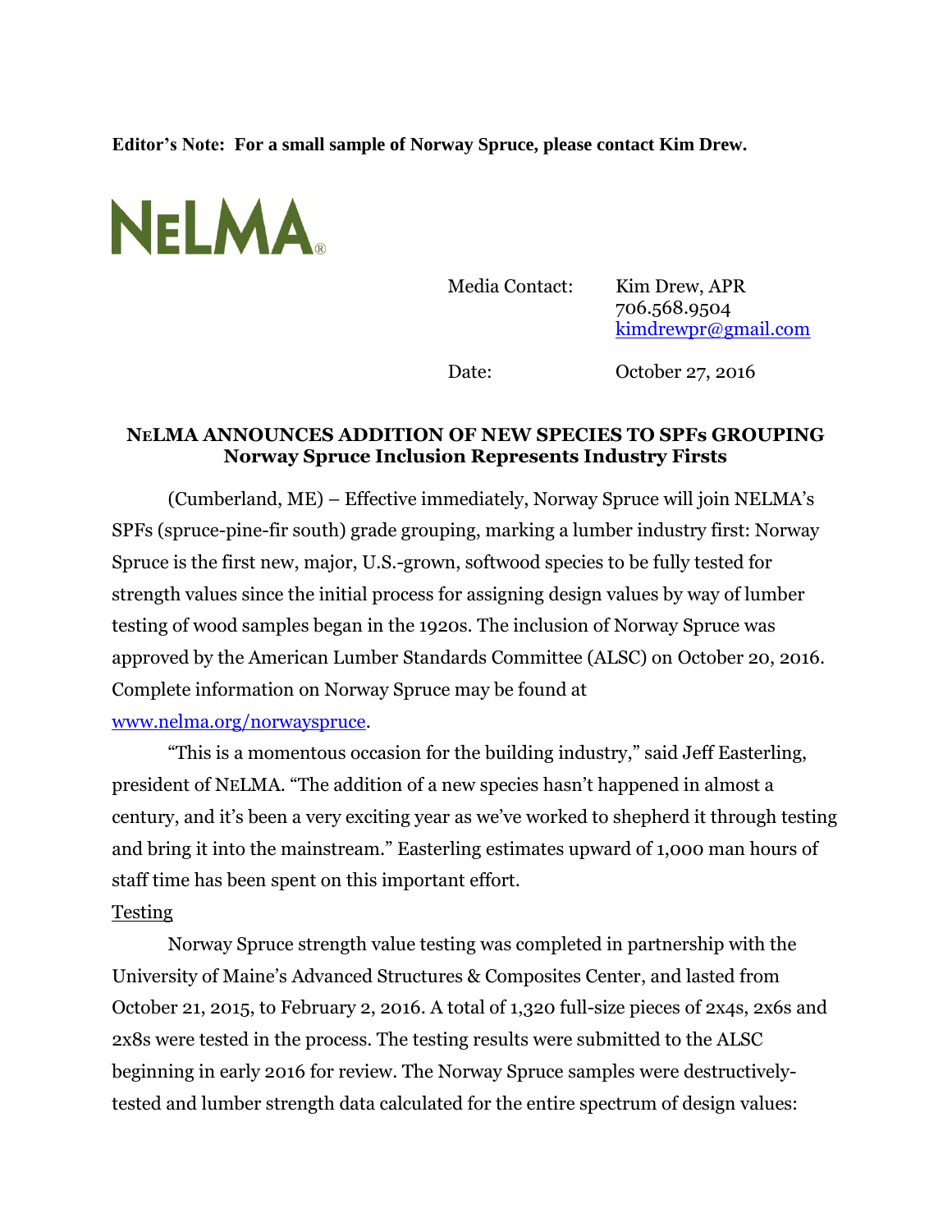**Editor's Note: For a small sample of Norway Spruce, please contact Kim Drew.**

NELMA®

Media Contact: Kim Drew, APR
706.568.9504
kimdrewpr@gmail.com

Date: October 27, 2016

## NELMA ANNOUNCES ADDITION OF NEW SPECIES TO SPFs GROUPING
### Norway Spruce Inclusion Represents Industry Firsts

(Cumberland, ME) – Effective immediately, Norway Spruce will join NELMA's SPFs (spruce-pine-fir south) grade grouping, marking a lumber industry first: Norway Spruce is the first new, major, U.S.-grown, softwood species to be fully tested for strength values since the initial process for assigning design values by way of lumber testing of wood samples began in the 1920s. The inclusion of Norway Spruce was approved by the American Lumber Standards Committee (ALSC) on October 20, 2016. Complete information on Norway Spruce may be found at www.nelma.org/norwayspruce.

"This is a momentous occasion for the building industry," said Jeff Easterling, president of NELMA. "The addition of a new species hasn't happened in almost a century, and it's been a very exciting year as we've worked to shepherd it through testing and bring it into the mainstream." Easterling estimates upward of 1,000 man hours of staff time has been spent on this important effort.

Testing

Norway Spruce strength value testing was completed in partnership with the University of Maine's Advanced Structures & Composites Center, and lasted from October 21, 2015, to February 2, 2016. A total of 1,320 full-size pieces of 2x4s, 2x6s and 2x8s were tested in the process. The testing results were submitted to the ALSC beginning in early 2016 for review. The Norway Spruce samples were destructively-tested and lumber strength data calculated for the entire spectrum of design values: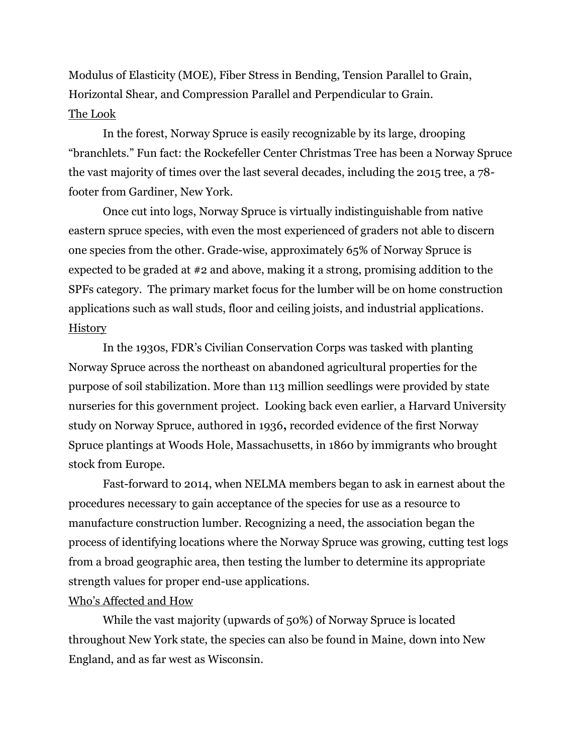Modulus of Elasticity (MOE), Fiber Stress in Bending, Tension Parallel to Grain, Horizontal Shear, and Compression Parallel and Perpendicular to Grain.

## The Look

In the forest, Norway Spruce is easily recognizable by its large, drooping "branchlets." Fun fact: the Rockefeller Center Christmas Tree has been a Norway Spruce the vast majority of times over the last several decades, including the 2015 tree, a 78-footer from Gardiner, New York.

Once cut into logs, Norway Spruce is virtually indistinguishable from native eastern spruce species, with even the most experienced of graders not able to discern one species from the other. Grade-wise, approximately 65% of Norway Spruce is expected to be graded at #2 and above, making it a strong, promising addition to the SPFs category. The primary market focus for the lumber will be on home construction applications such as wall studs, floor and ceiling joists, and industrial applications.

## History

In the 1930s, FDR's Civilian Conservation Corps was tasked with planting Norway Spruce across the northeast on abandoned agricultural properties for the purpose of soil stabilization. More than 113 million seedlings were provided by state nurseries for this government project. Looking back even earlier, a Harvard University study on Norway Spruce, authored in 1936**,** recorded evidence of the first Norway Spruce plantings at Woods Hole, Massachusetts, in 1860 by immigrants who brought stock from Europe.

Fast-forward to 2014, when NELMA members began to ask in earnest about the procedures necessary to gain acceptance of the species for use as a resource to manufacture construction lumber. Recognizing a need, the association began the process of identifying locations where the Norway Spruce was growing, cutting test logs from a broad geographic area, then testing the lumber to determine its appropriate strength values for proper end-use applications.

## Who's Affected and How

While the vast majority (upwards of 50%) of Norway Spruce is located throughout New York state, the species can also be found in Maine, down into New England, and as far west as Wisconsin.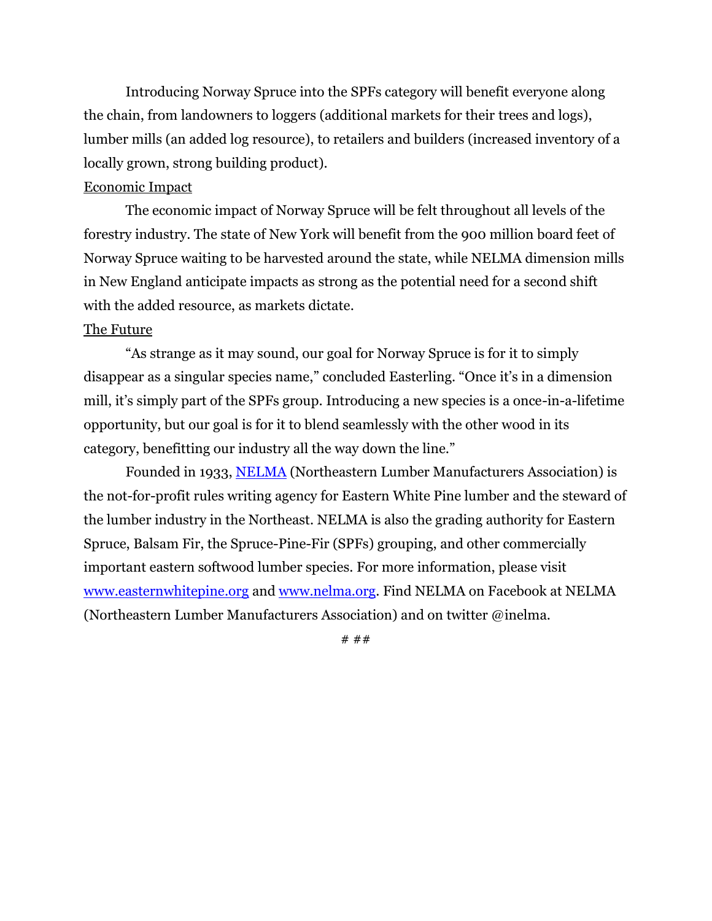Introducing Norway Spruce into the SPFs category will benefit everyone along the chain, from landowners to loggers (additional markets for their trees and logs), lumber mills (an added log resource), to retailers and builders (increased inventory of a locally grown, strong building product).

Economic Impact

The economic impact of Norway Spruce will be felt throughout all levels of the forestry industry. The state of New York will benefit from the 900 million board feet of Norway Spruce waiting to be harvested around the state, while NELMA dimension mills in New England anticipate impacts as strong as the potential need for a second shift with the added resource, as markets dictate.

The Future

"As strange as it may sound, our goal for Norway Spruce is for it to simply disappear as a singular species name," concluded Easterling. "Once it's in a dimension mill, it's simply part of the SPFs group. Introducing a new species is a once-in-a-lifetime opportunity, but our goal is for it to blend seamlessly with the other wood in its category, benefitting our industry all the way down the line."

Founded in 1933, NELMA (Northeastern Lumber Manufacturers Association) is the not-for-profit rules writing agency for Eastern White Pine lumber and the steward of the lumber industry in the Northeast. NELMA is also the grading authority for Eastern Spruce, Balsam Fir, the Spruce-Pine-Fir (SPFs) grouping, and other commercially important eastern softwood lumber species. For more information, please visit www.easternwhitepine.org and www.nelma.org. Find NELMA on Facebook at NELMA (Northeastern Lumber Manufacturers Association) and on twitter @inelma.

# ##